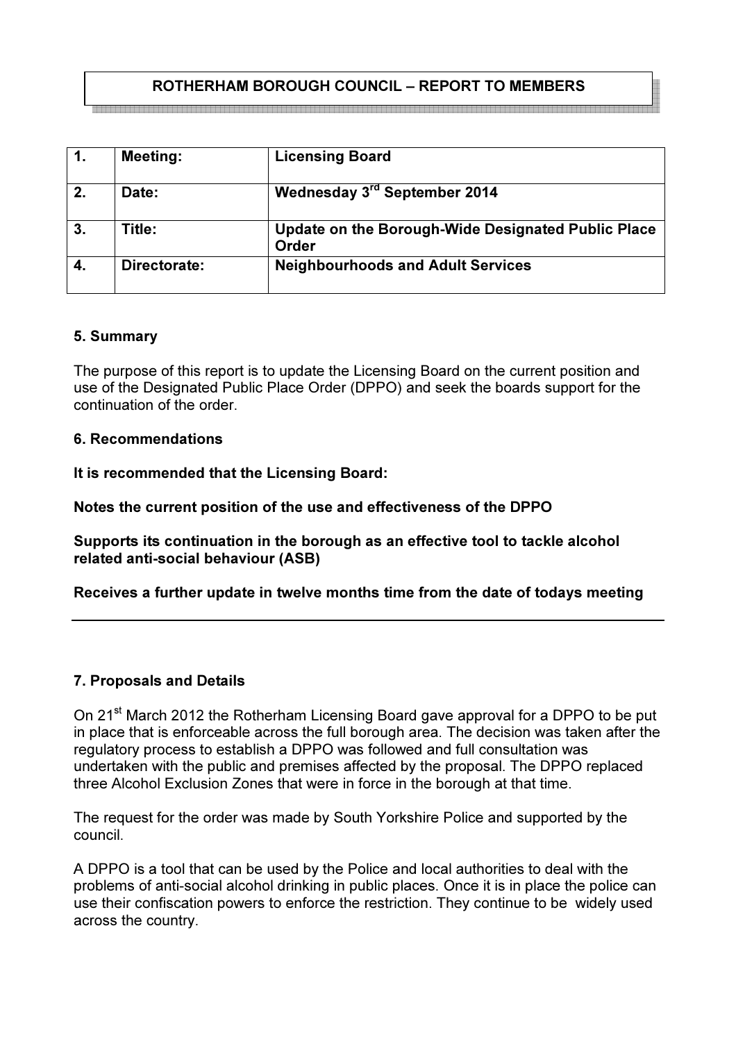**ROTHERHAM BOROUGH COUNCIL – REPORT TO MEMBERS**

| | | |
|---|---|---|
| **1.** | **Meeting:** | **Licensing Board** |
| **2.** | **Date:** | **Wednesday 3rd September 2014** |
| **3.** | **Title:** | **Update on the Borough-Wide Designated Public Place Order** |
| **4.** | **Directorate:** | **Neighbourhoods and Adult Services** |

**5. Summary**

The purpose of this report is to update the Licensing Board on the current position and use of the Designated Public Place Order (DPPO) and seek the boards support for the continuation of the order.

**6. Recommendations**

**It is recommended that the Licensing Board:**

**Notes the current position of the use and effectiveness of the DPPO**

**Supports its continuation in the borough as an effective tool to tackle alcohol related anti-social behaviour (ASB)**

**Receives a further update in twelve months time from the date of todays meeting**

---

**7. Proposals and Details**

On 21st March 2012 the Rotherham Licensing Board gave approval for a DPPO to be put in place that is enforceable across the full borough area. The decision was taken after the regulatory process to establish a DPPO was followed and full consultation was undertaken with the public and premises affected by the proposal. The DPPO replaced three Alcohol Exclusion Zones that were in force in the borough at that time.

The request for the order was made by South Yorkshire Police and supported by the council.

A DPPO is a tool that can be used by the Police and local authorities to deal with the problems of anti-social alcohol drinking in public places. Once it is in place the police can use their confiscation powers to enforce the restriction. They continue to be widely used across the country.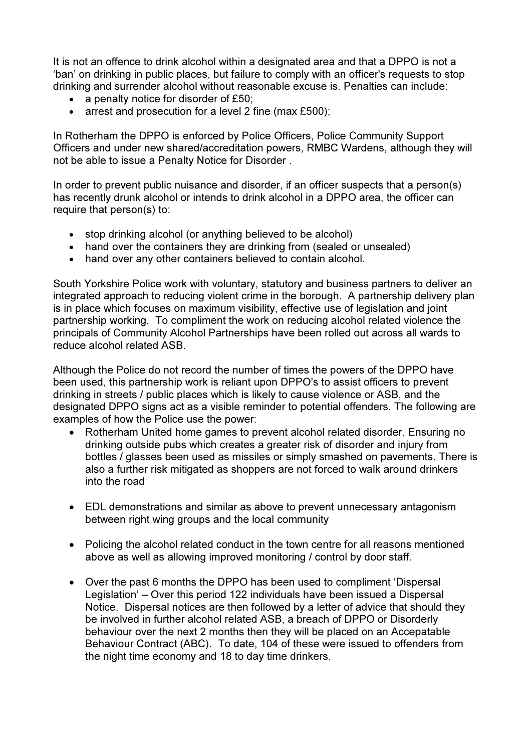It is not an offence to drink alcohol within a designated area and that a DPPO is not a ‘ban’ on drinking in public places, but failure to comply with an officer's requests to stop drinking and surrender alcohol without reasonable excuse is. Penalties can include:

- a penalty notice for disorder of £50;
- arrest and prosecution for a level 2 fine (max £500);

In Rotherham the DPPO is enforced by Police Officers, Police Community Support Officers and under new shared/accreditation powers, RMBC Wardens, although they will not be able to issue a Penalty Notice for Disorder .

In order to prevent public nuisance and disorder, if an officer suspects that a person(s) has recently drunk alcohol or intends to drink alcohol in a DPPO area, the officer can require that person(s) to:

- stop drinking alcohol (or anything believed to be alcohol)
- hand over the containers they are drinking from (sealed or unsealed)
- hand over any other containers believed to contain alcohol.

South Yorkshire Police work with voluntary, statutory and business partners to deliver an integrated approach to reducing violent crime in the borough. A partnership delivery plan is in place which focuses on maximum visibility, effective use of legislation and joint partnership working. To compliment the work on reducing alcohol related violence the principals of Community Alcohol Partnerships have been rolled out across all wards to reduce alcohol related ASB.

Although the Police do not record the number of times the powers of the DPPO have been used, this partnership work is reliant upon DPPO's to assist officers to prevent drinking in streets / public places which is likely to cause violence or ASB, and the designated DPPO signs act as a visible reminder to potential offenders. The following are examples of how the Police use the power:

- Rotherham United home games to prevent alcohol related disorder. Ensuring no drinking outside pubs which creates a greater risk of disorder and injury from bottles / glasses been used as missiles or simply smashed on pavements. There is also a further risk mitigated as shoppers are not forced to walk around drinkers into the road

- EDL demonstrations and similar as above to prevent unnecessary antagonism between right wing groups and the local community

- Policing the alcohol related conduct in the town centre for all reasons mentioned above as well as allowing improved monitoring / control by door staff.

- Over the past 6 months the DPPO has been used to compliment ‘Dispersal Legislation’ – Over this period 122 individuals have been issued a Dispersal Notice. Dispersal notices are then followed by a letter of advice that should they be involved in further alcohol related ASB, a breach of DPPO or Disorderly behaviour over the next 2 months then they will be placed on an Accepatable Behaviour Contract (ABC). To date, 104 of these were issued to offenders from the night time economy and 18 to day time drinkers.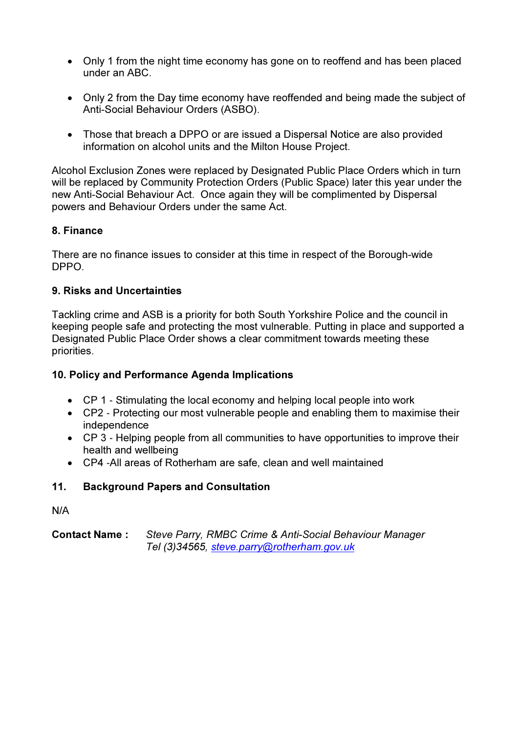- Only 1 from the night time economy has gone on to reoffend and has been placed under an ABC.

- Only 2 from the Day time economy have reoffended and being made the subject of Anti-Social Behaviour Orders (ASBO).

- Those that breach a DPPO or are issued a Dispersal Notice are also provided information on alcohol units and the Milton House Project.

Alcohol Exclusion Zones were replaced by Designated Public Place Orders which in turn will be replaced by Community Protection Orders (Public Space) later this year under the new Anti-Social Behaviour Act. Once again they will be complimented by Dispersal powers and Behaviour Orders under the same Act.

**8. Finance**

There are no finance issues to consider at this time in respect of the Borough-wide DPPO.

**9. Risks and Uncertainties**

Tackling crime and ASB is a priority for both South Yorkshire Police and the council in keeping people safe and protecting the most vulnerable. Putting in place and supported a Designated Public Place Order shows a clear commitment towards meeting these priorities.

**10. Policy and Performance Agenda Implications**

- CP 1 - Stimulating the local economy and helping local people into work
- CP2 - Protecting our most vulnerable people and enabling them to maximise their independence
- CP 3 - Helping people from all communities to have opportunities to improve their health and wellbeing
- CP4 -All areas of Rotherham are safe, clean and well maintained

**11. Background Papers and Consultation**

N/A

**Contact Name :** *Steve Parry, RMBC Crime & Anti-Social Behaviour Manager*
*Tel (3)34565, steve.parry@rotherham.gov.uk*